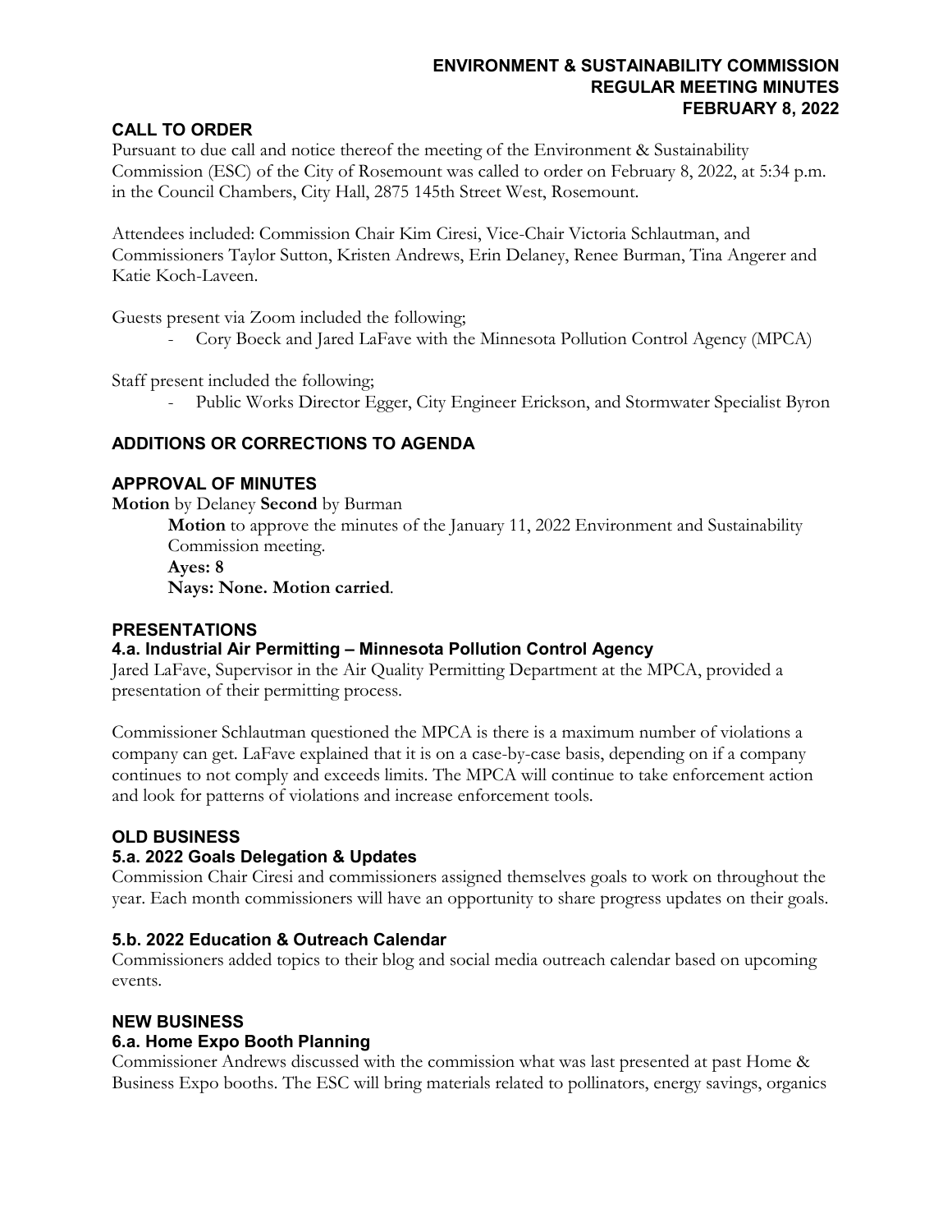# ENVIRONMENT & SUSTAINABILITY COMMISSION
# REGULAR MEETING MINUTES
# FEBRUARY 8, 2022

## CALL TO ORDER

Pursuant to due call and notice thereof the meeting of the Environment & Sustainability Commission (ESC) of the City of Rosemount was called to order on February 8, 2022, at 5:34 p.m. in the Council Chambers, City Hall, 2875 145th Street West, Rosemount.

Attendees included: Commission Chair Kim Ciresi, Vice-Chair Victoria Schlautman, and Commissioners Taylor Sutton, Kristen Andrews, Erin Delaney, Renee Burman, Tina Angerer and Katie Koch-Laveen.

Guests present via Zoom included the following;

- Cory Boeck and Jared LaFave with the Minnesota Pollution Control Agency (MPCA)

Staff present included the following;

- Public Works Director Egger, City Engineer Erickson, and Stormwater Specialist Byron

## ADDITIONS OR CORRECTIONS TO AGENDA

## APPROVAL OF MINUTES

**Motion** by Delaney **Second** by Burman

> **Motion** to approve the minutes of the January 11, 2022 Environment and Sustainability Commission meeting.
> **Ayes: 8**
> **Nays: None. Motion carried**.

## PRESENTATIONS

### 4.a. Industrial Air Permitting – Minnesota Pollution Control Agency

Jared LaFave, Supervisor in the Air Quality Permitting Department at the MPCA, provided a presentation of their permitting process.

Commissioner Schlautman questioned the MPCA is there is a maximum number of violations a company can get. LaFave explained that it is on a case-by-case basis, depending on if a company continues to not comply and exceeds limits. The MPCA will continue to take enforcement action and look for patterns of violations and increase enforcement tools.

## OLD BUSINESS

### 5.a. 2022 Goals Delegation & Updates

Commission Chair Ciresi and commissioners assigned themselves goals to work on throughout the year. Each month commissioners will have an opportunity to share progress updates on their goals.

### 5.b. 2022 Education & Outreach Calendar

Commissioners added topics to their blog and social media outreach calendar based on upcoming events.

## NEW BUSINESS

### 6.a. Home Expo Booth Planning

Commissioner Andrews discussed with the commission what was last presented at past Home & Business Expo booths. The ESC will bring materials related to pollinators, energy savings, organics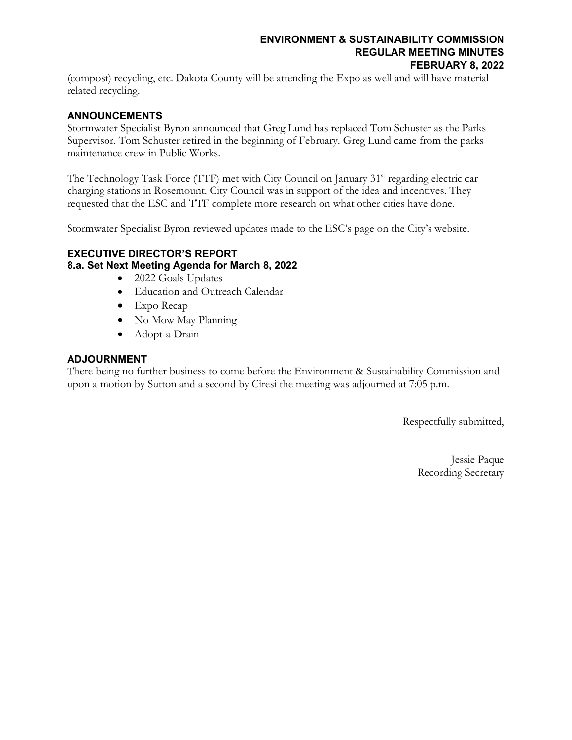(compost) recycling, etc. Dakota County will be attending the Expo as well and will have material related recycling.

## ANNOUNCEMENTS

Stormwater Specialist Byron announced that Greg Lund has replaced Tom Schuster as the Parks Supervisor. Tom Schuster retired in the beginning of February. Greg Lund came from the parks maintenance crew in Public Works.

The Technology Task Force (TTF) met with City Council on January 31st regarding electric car charging stations in Rosemount. City Council was in support of the idea and incentives. They requested that the ESC and TTF complete more research on what other cities have done.

Stormwater Specialist Byron reviewed updates made to the ESC's page on the City's website.

## EXECUTIVE DIRECTOR'S REPORT

### 8.a. Set Next Meeting Agenda for March 8, 2022

- 2022 Goals Updates
- Education and Outreach Calendar
- Expo Recap
- No Mow May Planning
- Adopt-a-Drain

## ADJOURNMENT

There being no further business to come before the Environment & Sustainability Commission and upon a motion by Sutton and a second by Ciresi the meeting was adjourned at 7:05 p.m.

Respectfully submitted,

Jessie Paque
Recording Secretary